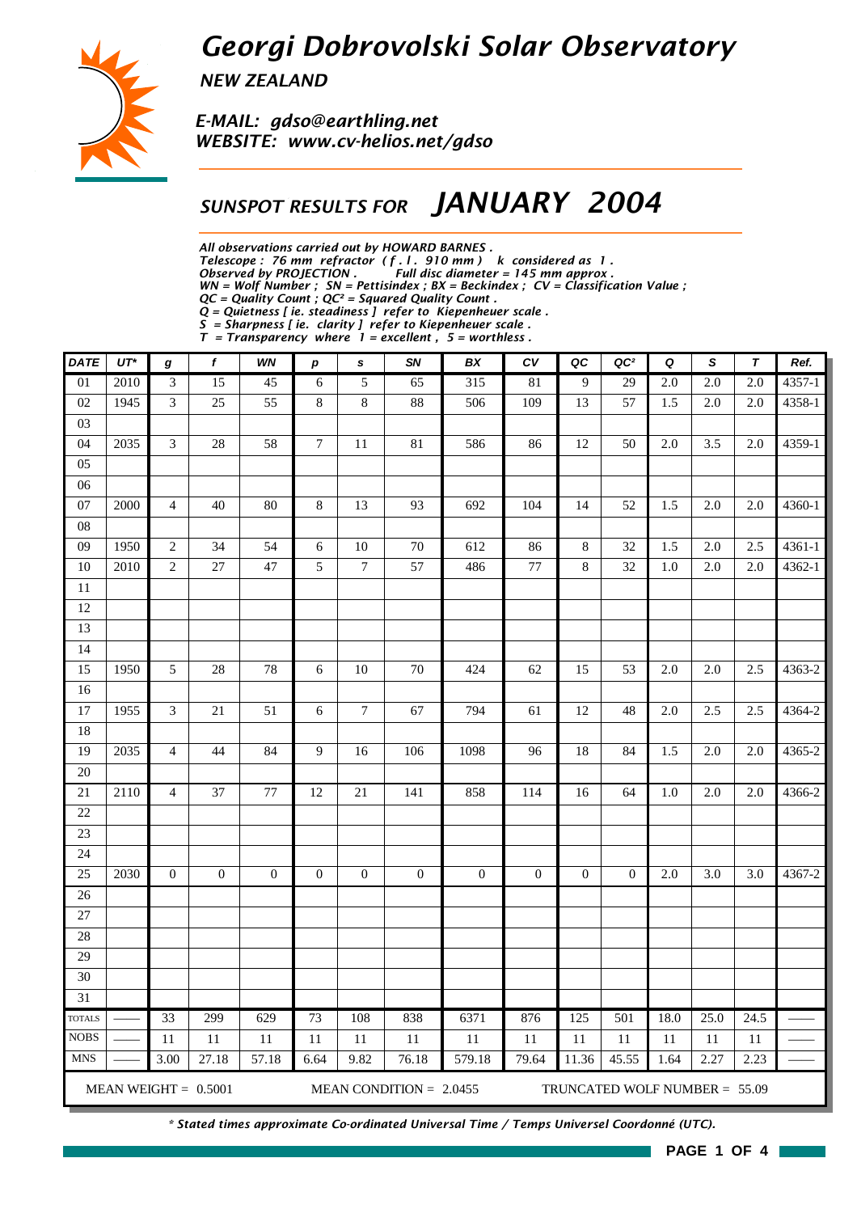# Georgi Dobrovolski Solar Observatory

*NEW ZEALAND*

*E-MAIL: gdso@earthling.net*
*WEBSITE: www.cv-helios.net/gdso*

## SUNSPOT RESULTS FOR JANUARY 2004

*All observations carried out by HOWARD BARNES .*
*Telescope : 76 mm refractor ( f . l . 910 mm ) k considered as 1 .*
*Observed by PROJECTION . Full disc diameter = 145 mm approx .*
*WN = Wolf Number ; SN = Pettisindex ; BX = Beckindex ; CV = Classification Value ;*
*QC = Quality Count ; QC² = Squared Quality Count .*
*Q = Quietness [ ie. steadiness ] refer to Kiepenheuer scale .*
*S = Sharpness [ ie. clarity ] refer to Kiepenheuer scale .*
*T = Transparency where 1 = excellent , 5 = worthless .*

| DATE | UT* | g | f | WN | p | s | SN | BX | CV | QC | QC² | Q | S | T | Ref. |
|---|---|---|---|---|---|---|---|---|---|---|---|---|---|---|---|
| 01 | 2010 | 3 | 15 | 45 | 6 | 5 | 65 | 315 | 81 | 9 | 29 | 2.0 | 2.0 | 2.0 | 4357-1 |
| 02 | 1945 | 3 | 25 | 55 | 8 | 8 | 88 | 506 | 109 | 13 | 57 | 1.5 | 2.0 | 2.0 | 4358-1 |
| 03 | | | | | | | | | | | | | | | |
| 04 | 2035 | 3 | 28 | 58 | 7 | 11 | 81 | 586 | 86 | 12 | 50 | 2.0 | 3.5 | 2.0 | 4359-1 |
| 05 | | | | | | | | | | | | | | | |
| 06 | | | | | | | | | | | | | | | |
| 07 | 2000 | 4 | 40 | 80 | 8 | 13 | 93 | 692 | 104 | 14 | 52 | 1.5 | 2.0 | 2.0 | 4360-1 |
| 08 | | | | | | | | | | | | | | | |
| 09 | 1950 | 2 | 34 | 54 | 6 | 10 | 70 | 612 | 86 | 8 | 32 | 1.5 | 2.0 | 2.5 | 4361-1 |
| 10 | 2010 | 2 | 27 | 47 | 5 | 7 | 57 | 486 | 77 | 8 | 32 | 1.0 | 2.0 | 2.0 | 4362-1 |
| 11 | | | | | | | | | | | | | | | |
| 12 | | | | | | | | | | | | | | | |
| 13 | | | | | | | | | | | | | | | |
| 14 | | | | | | | | | | | | | | | |
| 15 | 1950 | 5 | 28 | 78 | 6 | 10 | 70 | 424 | 62 | 15 | 53 | 2.0 | 2.0 | 2.5 | 4363-2 |
| 16 | | | | | | | | | | | | | | | |
| 17 | 1955 | 3 | 21 | 51 | 6 | 7 | 67 | 794 | 61 | 12 | 48 | 2.0 | 2.5 | 2.5 | 4364-2 |
| 18 | | | | | | | | | | | | | | | |
| 19 | 2035 | 4 | 44 | 84 | 9 | 16 | 106 | 1098 | 96 | 18 | 84 | 1.5 | 2.0 | 2.0 | 4365-2 |
| 20 | | | | | | | | | | | | | | | |
| 21 | 2110 | 4 | 37 | 77 | 12 | 21 | 141 | 858 | 114 | 16 | 64 | 1.0 | 2.0 | 2.0 | 4366-2 |
| 22 | | | | | | | | | | | | | | | |
| 23 | | | | | | | | | | | | | | | |
| 24 | | | | | | | | | | | | | | | |
| 25 | 2030 | 0 | 0 | 0 | 0 | 0 | 0 | 0 | 0 | 0 | 0 | 2.0 | 3.0 | 3.0 | 4367-2 |
| 26 | | | | | | | | | | | | | | | |
| 27 | | | | | | | | | | | | | | | |
| 28 | | | | | | | | | | | | | | | |
| 29 | | | | | | | | | | | | | | | |
| 30 | | | | | | | | | | | | | | | |
| 31 | | | | | | | | | | | | | | | |
| TOTALS | —— | 33 | 299 | 629 | 73 | 108 | 838 | 6371 | 876 | 125 | 501 | 18.0 | 25.0 | 24.5 | —— |
| NOBS | —— | 11 | 11 | 11 | 11 | 11 | 11 | 11 | 11 | 11 | 11 | 11 | 11 | 11 | —— |
| MNS | —— | 3.00 | 27.18 | 57.18 | 6.64 | 9.82 | 76.18 | 579.18 | 79.64 | 11.36 | 45.55 | 1.64 | 2.27 | 2.23 | —— |

MEAN WEIGHT = 0.5001 MEAN CONDITION = 2.0455 TRUNCATED WOLF NUMBER = 55.09

*\* Stated times approximate Co-ordinated Universal Time / Temps Universel Coordonné (UTC).*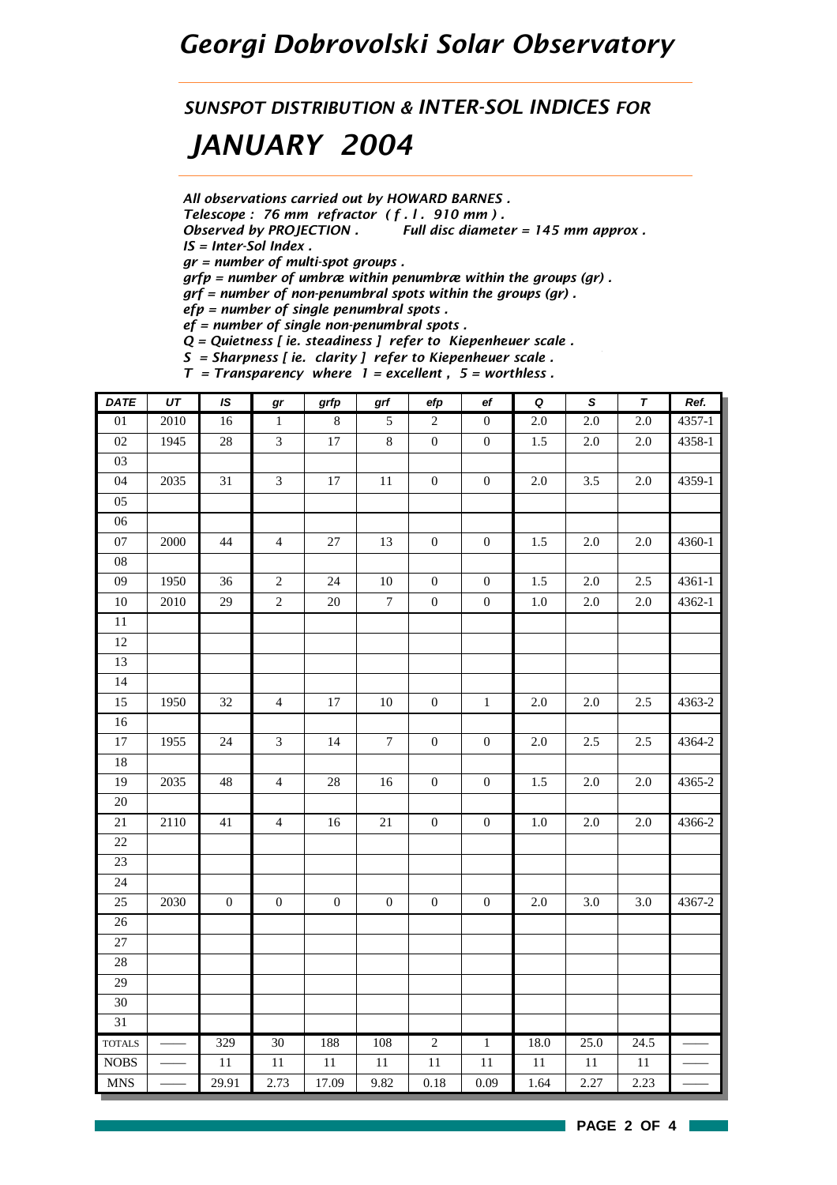# Georgi Dobrovolski Solar Observatory

## SUNSPOT DISTRIBUTION & INTER-SOL INDICES FOR

## JANUARY 2004

*All observations carried out by HOWARD BARNES .*
*Telescope : 76 mm refractor ( f . l . 910 mm ) .*
*Observed by PROJECTION . Full disc diameter = 145 mm approx .*
*IS = Inter-Sol Index .*
*gr = number of multi-spot groups .*
*grfp = number of umbræ within penumbræ within the groups (gr) .*
*grf = number of non-penumbral spots within the groups (gr) .*
*efp = number of single penumbral spots .*
*ef = number of single non-penumbral spots .*
*Q = Quietness [ ie. steadiness ] refer to Kiepenheuer scale .*
*S = Sharpness [ ie. clarity ] refer to Kiepenheuer scale .*
*T = Transparency where 1 = excellent , 5 = worthless .*

| DATE | UT | IS | gr | grfp | grf | efp | ef | Q | S | T | Ref. |
|---|---|---|---|---|---|---|---|---|---|---|---|
| 01 | 2010 | 16 | 1 | 8 | 5 | 2 | 0 | 2.0 | 2.0 | 2.0 | 4357-1 |
| 02 | 1945 | 28 | 3 | 17 | 8 | 0 | 0 | 1.5 | 2.0 | 2.0 | 4358-1 |
| 03 | | | | | | | | | | | |
| 04 | 2035 | 31 | 3 | 17 | 11 | 0 | 0 | 2.0 | 3.5 | 2.0 | 4359-1 |
| 05 | | | | | | | | | | | |
| 06 | | | | | | | | | | | |
| 07 | 2000 | 44 | 4 | 27 | 13 | 0 | 0 | 1.5 | 2.0 | 2.0 | 4360-1 |
| 08 | | | | | | | | | | | |
| 09 | 1950 | 36 | 2 | 24 | 10 | 0 | 0 | 1.5 | 2.0 | 2.5 | 4361-1 |
| 10 | 2010 | 29 | 2 | 20 | 7 | 0 | 0 | 1.0 | 2.0 | 2.0 | 4362-1 |
| 11 | | | | | | | | | | | |
| 12 | | | | | | | | | | | |
| 13 | | | | | | | | | | | |
| 14 | | | | | | | | | | | |
| 15 | 1950 | 32 | 4 | 17 | 10 | 0 | 1 | 2.0 | 2.0 | 2.5 | 4363-2 |
| 16 | | | | | | | | | | | |
| 17 | 1955 | 24 | 3 | 14 | 7 | 0 | 0 | 2.0 | 2.5 | 2.5 | 4364-2 |
| 18 | | | | | | | | | | | |
| 19 | 2035 | 48 | 4 | 28 | 16 | 0 | 0 | 1.5 | 2.0 | 2.0 | 4365-2 |
| 20 | | | | | | | | | | | |
| 21 | 2110 | 41 | 4 | 16 | 21 | 0 | 0 | 1.0 | 2.0 | 2.0 | 4366-2 |
| 22 | | | | | | | | | | | |
| 23 | | | | | | | | | | | |
| 24 | | | | | | | | | | | |
| 25 | 2030 | 0 | 0 | 0 | 0 | 0 | 0 | 2.0 | 3.0 | 3.0 | 4367-2 |
| 26 | | | | | | | | | | | |
| 27 | | | | | | | | | | | |
| 28 | | | | | | | | | | | |
| 29 | | | | | | | | | | | |
| 30 | | | | | | | | | | | |
| 31 | | | | | | | | | | | |
| TOTALS | —— | 329 | 30 | 188 | 108 | 2 | 1 | 18.0 | 25.0 | 24.5 | —— |
| NOBS | —— | 11 | 11 | 11 | 11 | 11 | 11 | 11 | 11 | 11 | —— |
| MNS | —— | 29.91 | 2.73 | 17.09 | 9.82 | 0.18 | 0.09 | 1.64 | 2.27 | 2.23 | —— |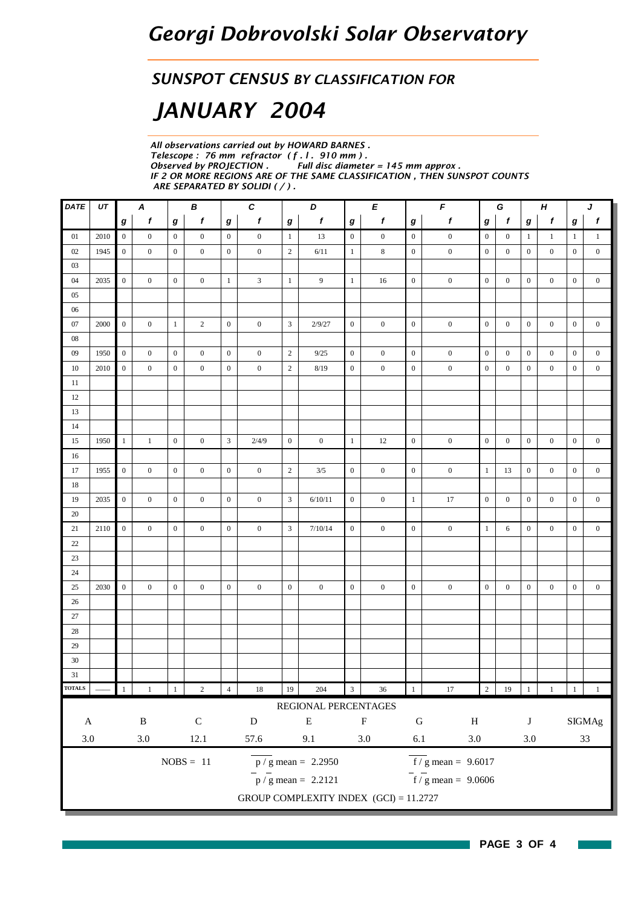# Georgi Dobrovolski Solar Observatory

## SUNSPOT CENSUS BY CLASSIFICATION FOR

# JANUARY 2004

*All observations carried out by HOWARD BARNES .*
*Telescope : 76 mm refractor ( f . l . 910 mm ) .*
*Observed by PROJECTION . Full disc diameter = 145 mm approx .*
*IF 2 OR MORE REGIONS ARE OF THE SAME CLASSIFICATION , THEN SUNSPOT COUNTS ARE SEPARATED BY SOLIDI ( / ) .*

| DATE | UT | A | | B | | C | | D | | E | | F | | G | | H | | J | |
|---|---|---|---|---|---|---|---|---|---|---|---|---|---|---|---|---|---|---|---|
| | | g | f | g | f | g | f | g | f | g | f | g | f | g | f | g | f | g | f |
| 01 | 2010 | 0 | 0 | 0 | 0 | 0 | 0 | 1 | 13 | 0 | 0 | 0 | 0 | 0 | 0 | 1 | 1 | 1 | 1 |
| 02 | 1945 | 0 | 0 | 0 | 0 | 0 | 0 | 2 | 6/11 | 1 | 8 | 0 | 0 | 0 | 0 | 0 | 0 | 0 | 0 |
| 03 | | | | | | | | | | | | | | | | | | | |
| 04 | 2035 | 0 | 0 | 0 | 0 | 1 | 3 | 1 | 9 | 1 | 16 | 0 | 0 | 0 | 0 | 0 | 0 | 0 | 0 |
| 05 | | | | | | | | | | | | | | | | | | | |
| 06 | | | | | | | | | | | | | | | | | | | |
| 07 | 2000 | 0 | 0 | 1 | 2 | 0 | 0 | 3 | 2/9/27 | 0 | 0 | 0 | 0 | 0 | 0 | 0 | 0 | 0 | 0 |
| 08 | | | | | | | | | | | | | | | | | | | |
| 09 | 1950 | 0 | 0 | 0 | 0 | 0 | 0 | 2 | 9/25 | 0 | 0 | 0 | 0 | 0 | 0 | 0 | 0 | 0 | 0 |
| 10 | 2010 | 0 | 0 | 0 | 0 | 0 | 0 | 2 | 8/19 | 0 | 0 | 0 | 0 | 0 | 0 | 0 | 0 | 0 | 0 |
| 11 | | | | | | | | | | | | | | | | | | | |
| 12 | | | | | | | | | | | | | | | | | | | |
| 13 | | | | | | | | | | | | | | | | | | | |
| 14 | | | | | | | | | | | | | | | | | | | |
| 15 | 1950 | 1 | 1 | 0 | 0 | 3 | 2/4/9 | 0 | 0 | 1 | 12 | 0 | 0 | 0 | 0 | 0 | 0 | 0 | 0 |
| 16 | | | | | | | | | | | | | | | | | | | |
| 17 | 1955 | 0 | 0 | 0 | 0 | 0 | 0 | 2 | 3/5 | 0 | 0 | 0 | 0 | 1 | 13 | 0 | 0 | 0 | 0 |
| 18 | | | | | | | | | | | | | | | | | | | |
| 19 | 2035 | 0 | 0 | 0 | 0 | 0 | 0 | 3 | 6/10/11 | 0 | 0 | 1 | 17 | 0 | 0 | 0 | 0 | 0 | 0 |
| 20 | | | | | | | | | | | | | | | | | | | |
| 21 | 2110 | 0 | 0 | 0 | 0 | 0 | 0 | 3 | 7/10/14 | 0 | 0 | 0 | 0 | 1 | 6 | 0 | 0 | 0 | 0 |
| 22 | | | | | | | | | | | | | | | | | | | |
| 23 | | | | | | | | | | | | | | | | | | | |
| 24 | | | | | | | | | | | | | | | | | | | |
| 25 | 2030 | 0 | 0 | 0 | 0 | 0 | 0 | 0 | 0 | 0 | 0 | 0 | 0 | 0 | 0 | 0 | 0 | 0 | 0 |
| 26 | | | | | | | | | | | | | | | | | | | |
| 27 | | | | | | | | | | | | | | | | | | | |
| 28 | | | | | | | | | | | | | | | | | | | |
| 29 | | | | | | | | | | | | | | | | | | | |
| 30 | | | | | | | | | | | | | | | | | | | |
| 31 | | | | | | | | | | | | | | | | | | | |
| TOTALS | —— | 1 | 1 | 1 | 2 | 4 | 18 | 19 | 204 | 3 | 36 | 1 | 17 | 2 | 19 | 1 | 1 | 1 | 1 |

REGIONAL PERCENTAGES

| A | B | C | D | E | F | G | H | J | SIGMAg |
|---|---|---|---|---|---|---|---|---|---|
| 3.0 | 3.0 | 12.1 | 57.6 | 9.1 | 3.0 | 6.1 | 3.0 | 3.0 | 33 |

NOBS = 11

$\overline{p/g}$ mean = 2.2950

$\overline{f/g}$ mean = 9.6017

$\bar{p} / \bar{g}$ mean = 2.2121

$\bar{f} / \bar{g}$ mean = 9.0606

GROUP COMPLEXITY INDEX (GCI) = 11.2727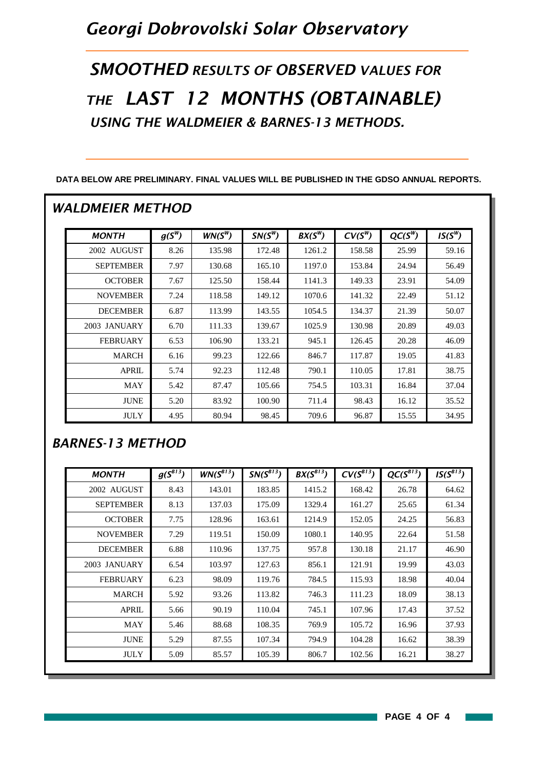# *Georgi Dobrovolski Solar Observatory*

## *SMOOTHED RESULTS OF OBSERVED VALUES FOR THE LAST 12 MONTHS (OBTAINABLE) USING THE WALDMEIER & BARNES-13 METHODS.*

**DATA BELOW ARE PRELIMINARY. FINAL VALUES WILL BE PUBLISHED IN THE GDSO ANNUAL REPORTS.**

### *WALDMEIER METHOD*

| *MONTH* | $g(S^W)$ | $WN(S^W)$ | $SN(S^W)$ | $BX(S^W)$ | $CV(S^W)$ | $QC(S^W)$ | $IS(S^W)$ |
|---|---|---|---|---|---|---|---|
| 2002 AUGUST | 8.26 | 135.98 | 172.48 | 1261.2 | 158.58 | 25.99 | 59.16 |
| SEPTEMBER | 7.97 | 130.68 | 165.10 | 1197.0 | 153.84 | 24.94 | 56.49 |
| OCTOBER | 7.67 | 125.50 | 158.44 | 1141.3 | 149.33 | 23.91 | 54.09 |
| NOVEMBER | 7.24 | 118.58 | 149.12 | 1070.6 | 141.32 | 22.49 | 51.12 |
| DECEMBER | 6.87 | 113.99 | 143.55 | 1054.5 | 134.37 | 21.39 | 50.07 |
| 2003 JANUARY | 6.70 | 111.33 | 139.67 | 1025.9 | 130.98 | 20.89 | 49.03 |
| FEBRUARY | 6.53 | 106.90 | 133.21 | 945.1 | 126.45 | 20.28 | 46.09 |
| MARCH | 6.16 | 99.23 | 122.66 | 846.7 | 117.87 | 19.05 | 41.83 |
| APRIL | 5.74 | 92.23 | 112.48 | 790.1 | 110.05 | 17.81 | 38.75 |
| MAY | 5.42 | 87.47 | 105.66 | 754.5 | 103.31 | 16.84 | 37.04 |
| JUNE | 5.20 | 83.92 | 100.90 | 711.4 | 98.43 | 16.12 | 35.52 |
| JULY | 4.95 | 80.94 | 98.45 | 709.6 | 96.87 | 15.55 | 34.95 |

### *BARNES-13 METHOD*

| *MONTH* | $g(S^{B13})$ | $WN(S^{B13})$ | $SN(S^{B13})$ | $BX(S^{B13})$ | $CV(S^{B13})$ | $QC(S^{B13})$ | $IS(S^{B13})$ |
|---|---|---|---|---|---|---|---|
| 2002 AUGUST | 8.43 | 143.01 | 183.85 | 1415.2 | 168.42 | 26.78 | 64.62 |
| SEPTEMBER | 8.13 | 137.03 | 175.09 | 1329.4 | 161.27 | 25.65 | 61.34 |
| OCTOBER | 7.75 | 128.96 | 163.61 | 1214.9 | 152.05 | 24.25 | 56.83 |
| NOVEMBER | 7.29 | 119.51 | 150.09 | 1080.1 | 140.95 | 22.64 | 51.58 |
| DECEMBER | 6.88 | 110.96 | 137.75 | 957.8 | 130.18 | 21.17 | 46.90 |
| 2003 JANUARY | 6.54 | 103.97 | 127.63 | 856.1 | 121.91 | 19.99 | 43.03 |
| FEBRUARY | 6.23 | 98.09 | 119.76 | 784.5 | 115.93 | 18.98 | 40.04 |
| MARCH | 5.92 | 93.26 | 113.82 | 746.3 | 111.23 | 18.09 | 38.13 |
| APRIL | 5.66 | 90.19 | 110.04 | 745.1 | 107.96 | 17.43 | 37.52 |
| MAY | 5.46 | 88.68 | 108.35 | 769.9 | 105.72 | 16.96 | 37.93 |
| JUNE | 5.29 | 87.55 | 107.34 | 794.9 | 104.28 | 16.62 | 38.39 |
| JULY | 5.09 | 85.57 | 105.39 | 806.7 | 102.56 | 16.21 | 38.27 |